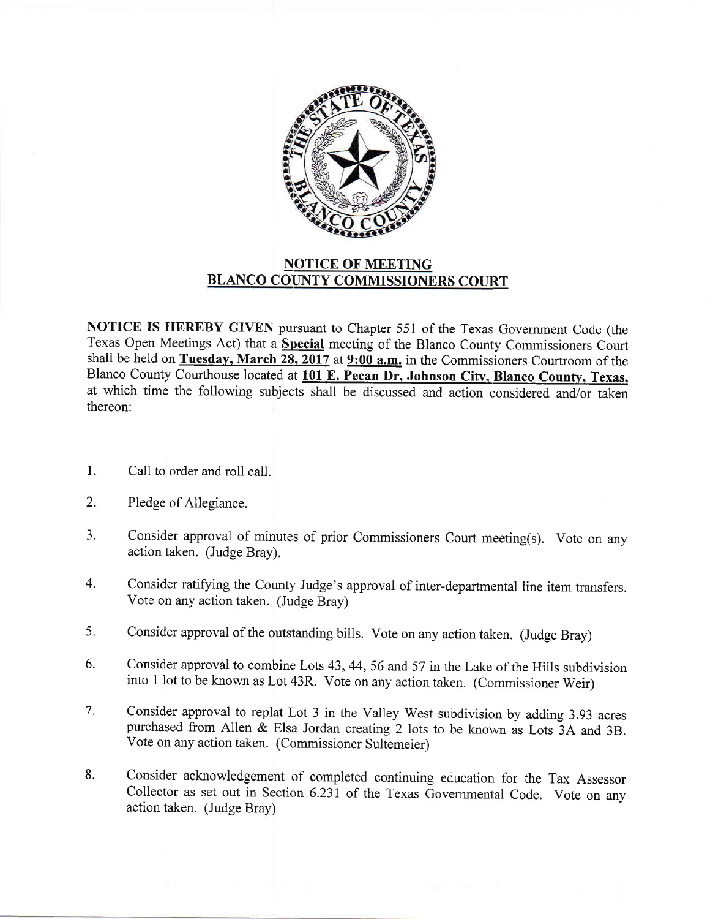## NOTICE OF MEETING
## BLANCO COUNTY COMMISSIONERS COURT

**NOTICE IS HEREBY GIVEN** pursuant to Chapter 551 of the Texas Government Code (the Texas Open Meetings Act) that a **Special** meeting of the Blanco County Commissioners Court shall be held on **Tuesday, March 28, 2017** at **9:00 a.m.** in the Commissioners Courtroom of the Blanco County Courthouse located at **101 E. Pecan Dr, Johnson City, Blanco County, Texas,** at which time the following subjects shall be discussed and action considered and/or taken thereon:

1. Call to order and roll call.
2. Pledge of Allegiance.
3. Consider approval of minutes of prior Commissioners Court meeting(s). Vote on any action taken. (Judge Bray).
4. Consider ratifying the County Judge's approval of inter-departmental line item transfers. Vote on any action taken. (Judge Bray)
5. Consider approval of the outstanding bills. Vote on any action taken. (Judge Bray)
6. Consider approval to combine Lots 43, 44, 56 and 57 in the Lake of the Hills subdivision into 1 lot to be known as Lot 43R. Vote on any action taken. (Commissioner Weir)
7. Consider approval to replat Lot 3 in the Valley West subdivision by adding 3.93 acres purchased from Allen & Elsa Jordan creating 2 lots to be known as Lots 3A and 3B. Vote on any action taken. (Commissioner Sultemeier)
8. Consider acknowledgement of completed continuing education for the Tax Assessor Collector as set out in Section 6.231 of the Texas Governmental Code. Vote on any action taken. (Judge Bray)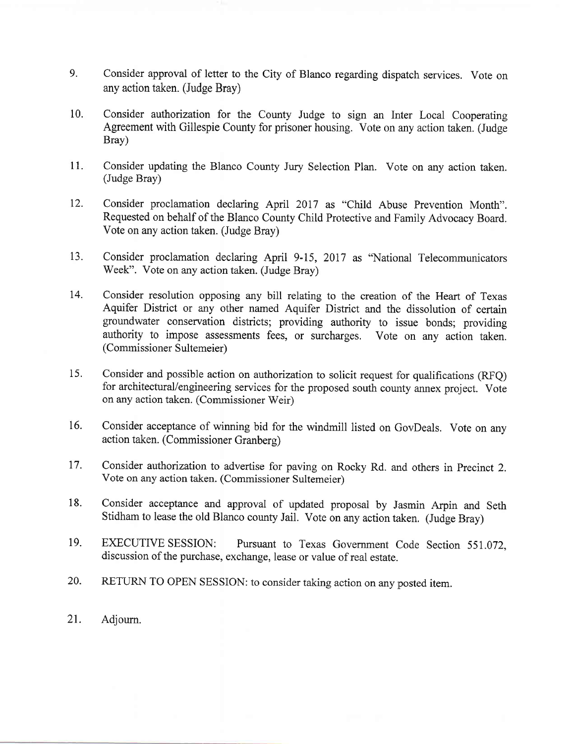9. Consider approval of letter to the City of Blanco regarding dispatch services. Vote on any action taken. (Judge Bray)

10. Consider authorization for the County Judge to sign an Inter Local Cooperating Agreement with Gillespie County for prisoner housing. Vote on any action taken. (Judge Bray)

11. Consider updating the Blanco County Jury Selection Plan. Vote on any action taken. (Judge Bray)

12. Consider proclamation declaring April 2017 as "Child Abuse Prevention Month". Requested on behalf of the Blanco County Child Protective and Family Advocacy Board. Vote on any action taken. (Judge Bray)

13. Consider proclamation declaring April 9-15, 2017 as "National Telecommunicators Week". Vote on any action taken. (Judge Bray)

14. Consider resolution opposing any bill relating to the creation of the Heart of Texas Aquifer District or any other named Aquifer District and the dissolution of certain groundwater conservation districts; providing authority to issue bonds; providing authority to impose assessments fees, or surcharges. Vote on any action taken. (Commissioner Sultemeier)

15. Consider and possible action on authorization to solicit request for qualifications (RFQ) for architectural/engineering services for the proposed south county annex project. Vote on any action taken. (Commissioner Weir)

16. Consider acceptance of winning bid for the windmill listed on GovDeals. Vote on any action taken. (Commissioner Granberg)

17. Consider authorization to advertise for paving on Rocky Rd. and others in Precinct 2. Vote on any action taken. (Commissioner Sultemeier)

18. Consider acceptance and approval of updated proposal by Jasmin Arpin and Seth Stidham to lease the old Blanco county Jail. Vote on any action taken. (Judge Bray)

19. EXECUTIVE SESSION: Pursuant to Texas Government Code Section 551.072, discussion of the purchase, exchange, lease or value of real estate.

20. RETURN TO OPEN SESSION: to consider taking action on any posted item.

21. Adjourn.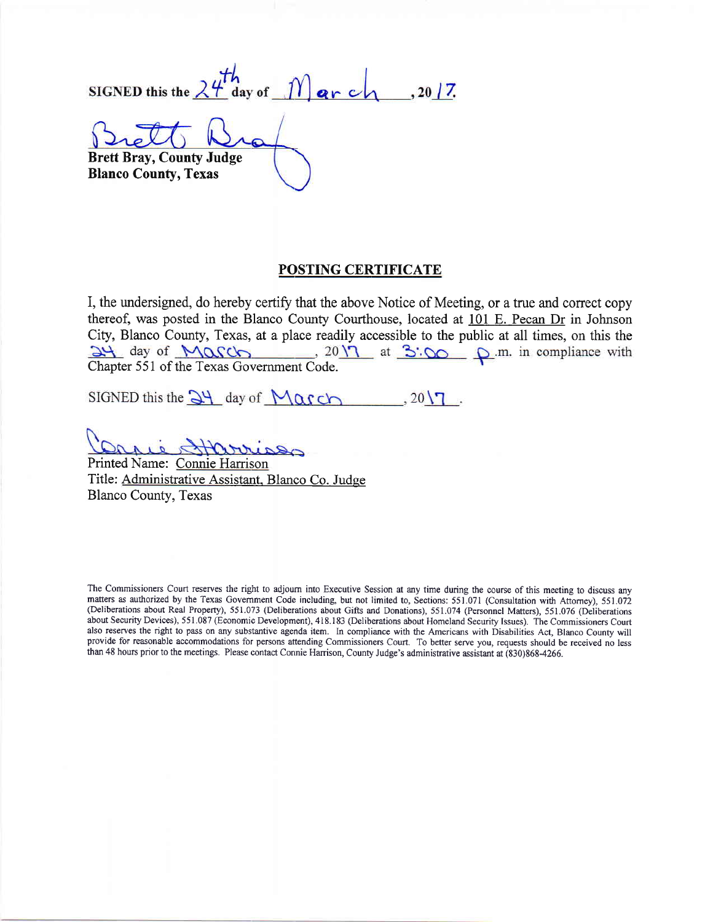**SIGNED this the 24th day of March , 20 17.**

Brett Bray

**Brett Bray, County Judge**
**Blanco County, Texas**

## POSTING CERTIFICATE

I, the undersigned, do hereby certify that the above Notice of Meeting, or a true and correct copy thereof, was posted in the Blanco County Courthouse, located at 101 E. Pecan Dr in Johnson City, Blanco County, Texas, at a place readily accessible to the public at all times, on this the 24 day of March , 20 17 at 3:00 p.m. in compliance with Chapter 551 of the Texas Government Code.

SIGNED this the 24 day of March , 20 17 .

Connie Harrison

Printed Name: Connie Harrison
Title: Administrative Assistant, Blanco Co. Judge
Blanco County, Texas

The Commissioners Court reserves the right to adjourn into Executive Session at any time during the course of this meeting to discuss any matters as authorized by the Texas Government Code including, but not limited to, Sections: 551.071 (Consultation with Attorney), 551.072 (Deliberations about Real Property), 551.073 (Deliberations about Gifts and Donations), 551.074 (Personnel Matters), 551.076 (Deliberations about Security Devices), 551.087 (Economic Development), 418.183 (Deliberations about Homeland Security Issues). The Commissioners Court also reserves the right to pass on any substantive agenda item. In compliance with the Americans with Disabilities Act, Blanco County will provide for reasonable accommodations for persons attending Commissioners Court. To better serve you, requests should be received no less than 48 hours prior to the meetings. Please contact Connie Harrison, County Judge's administrative assistant at (830)868-4266.